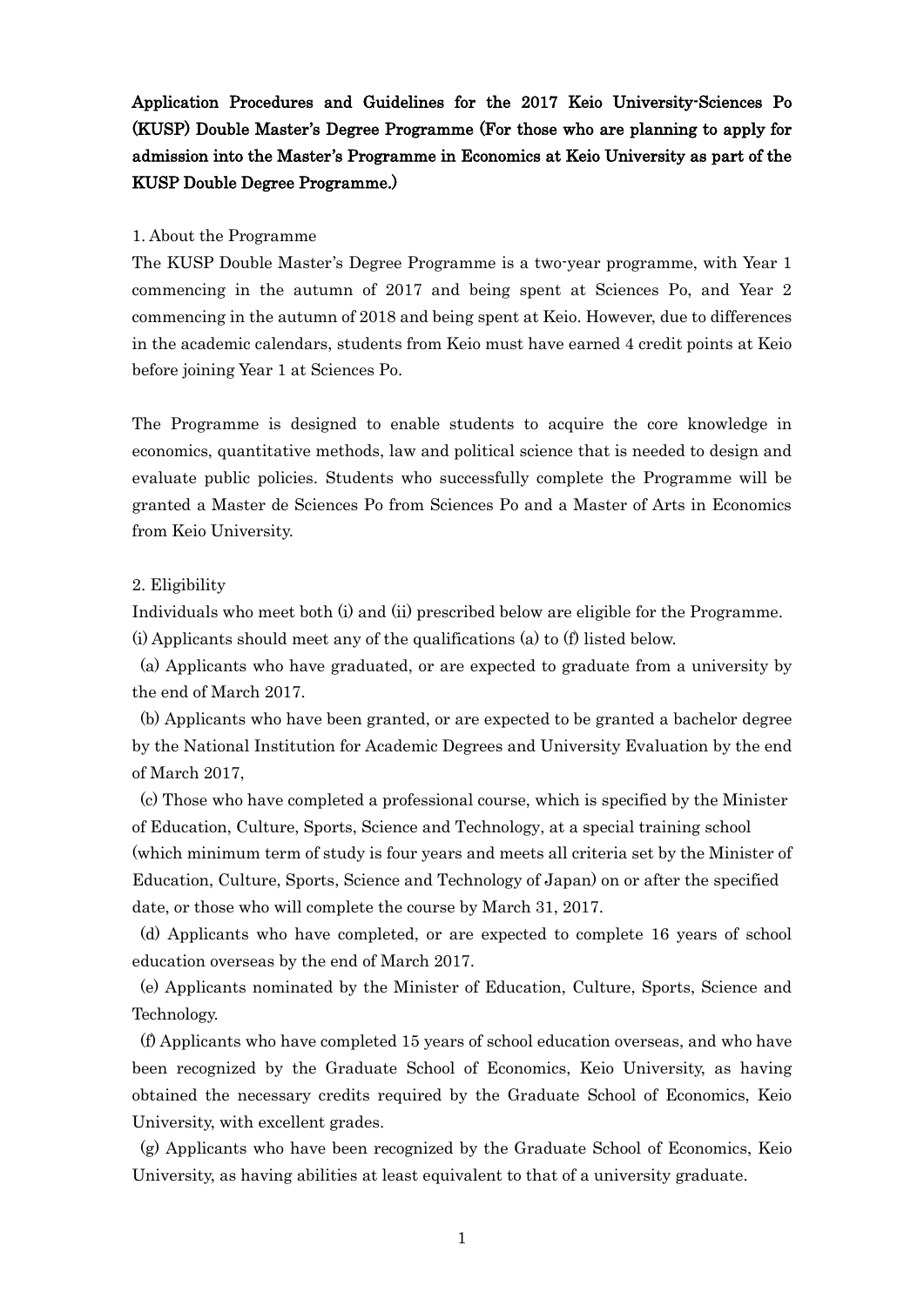**Application Procedures and Guidelines for the 2017 Keio University-Sciences Po (KUSP) Double Master's Degree Programme (For those who are planning to apply for admission into the Master's Programme in Economics at Keio University as part of the KUSP Double Degree Programme.)**

1. About the Programme

The KUSP Double Master's Degree Programme is a two-year programme, with Year 1 commencing in the autumn of 2017 and being spent at Sciences Po, and Year 2 commencing in the autumn of 2018 and being spent at Keio. However, due to differences in the academic calendars, students from Keio must have earned 4 credit points at Keio before joining Year 1 at Sciences Po.

The Programme is designed to enable students to acquire the core knowledge in economics, quantitative methods, law and political science that is needed to design and evaluate public policies. Students who successfully complete the Programme will be granted a Master de Sciences Po from Sciences Po and a Master of Arts in Economics from Keio University.

2. Eligibility

Individuals who meet both (i) and (ii) prescribed below are eligible for the Programme.

(i) Applicants should meet any of the qualifications (a) to (f) listed below.

(a) Applicants who have graduated, or are expected to graduate from a university by the end of March 2017.

(b) Applicants who have been granted, or are expected to be granted a bachelor degree by the National Institution for Academic Degrees and University Evaluation by the end of March 2017,

(c) Those who have completed a professional course, which is specified by the Minister of Education, Culture, Sports, Science and Technology, at a special training school (which minimum term of study is four years and meets all criteria set by the Minister of Education, Culture, Sports, Science and Technology of Japan) on or after the specified date, or those who will complete the course by March 31, 2017.

(d) Applicants who have completed, or are expected to complete 16 years of school education overseas by the end of March 2017.

(e) Applicants nominated by the Minister of Education, Culture, Sports, Science and Technology.

(f) Applicants who have completed 15 years of school education overseas, and who have been recognized by the Graduate School of Economics, Keio University, as having obtained the necessary credits required by the Graduate School of Economics, Keio University, with excellent grades.

(g) Applicants who have been recognized by the Graduate School of Economics, Keio University, as having abilities at least equivalent to that of a university graduate.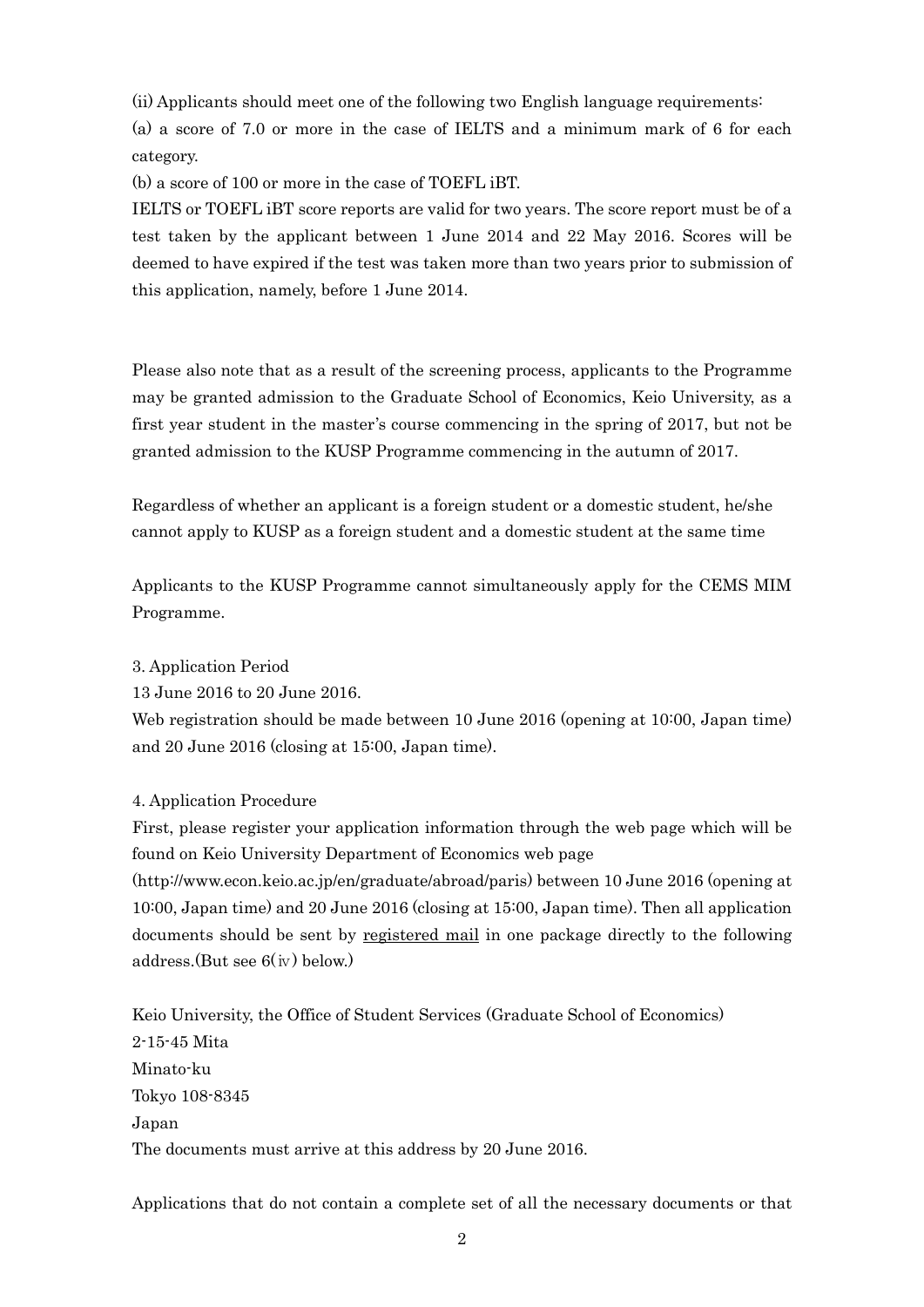(ii) Applicants should meet one of the following two English language requirements:

(a) a score of 7.0 or more in the case of IELTS and a minimum mark of 6 for each category.

(b) a score of 100 or more in the case of TOEFL iBT.

IELTS or TOEFL iBT score reports are valid for two years. The score report must be of a test taken by the applicant between 1 June 2014 and 22 May 2016. Scores will be deemed to have expired if the test was taken more than two years prior to submission of this application, namely, before 1 June 2014.

Please also note that as a result of the screening process, applicants to the Programme may be granted admission to the Graduate School of Economics, Keio University, as a first year student in the master's course commencing in the spring of 2017, but not be granted admission to the KUSP Programme commencing in the autumn of 2017.

Regardless of whether an applicant is a foreign student or a domestic student, he/she cannot apply to KUSP as a foreign student and a domestic student at the same time

Applicants to the KUSP Programme cannot simultaneously apply for the CEMS MIM Programme.

3. Application Period

13 June 2016 to 20 June 2016.

Web registration should be made between 10 June 2016 (opening at 10:00, Japan time) and 20 June 2016 (closing at 15:00, Japan time).

4. Application Procedure

First, please register your application information through the web page which will be found on Keio University Department of Economics web page (http://www.econ.keio.ac.jp/en/graduate/abroad/paris) between 10 June 2016 (opening at 10:00, Japan time) and 20 June 2016 (closing at 15:00, Japan time). Then all application documents should be sent by <u>registered mail</u> in one package directly to the following address.(But see 6(ⅳ) below.)

Keio University, the Office of Student Services (Graduate School of Economics)
2-15-45 Mita
Minato-ku
Tokyo 108-8345
Japan
The documents must arrive at this address by 20 June 2016.

Applications that do not contain a complete set of all the necessary documents or that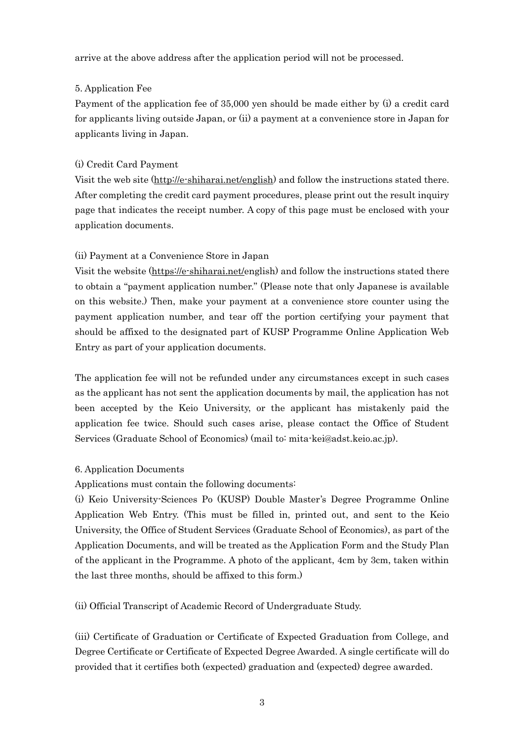arrive at the above address after the application period will not be processed.

## 5. Application Fee

Payment of the application fee of 35,000 yen should be made either by (i) a credit card for applicants living outside Japan, or (ii) a payment at a convenience store in Japan for applicants living in Japan.

### (i) Credit Card Payment

Visit the web site (http://e-shiharai.net/english) and follow the instructions stated there. After completing the credit card payment procedures, please print out the result inquiry page that indicates the receipt number. A copy of this page must be enclosed with your application documents.

### (ii) Payment at a Convenience Store in Japan

Visit the website (https://e-shiharai.net/english) and follow the instructions stated there to obtain a "payment application number." (Please note that only Japanese is available on this website.) Then, make your payment at a convenience store counter using the payment application number, and tear off the portion certifying your payment that should be affixed to the designated part of KUSP Programme Online Application Web Entry as part of your application documents.

The application fee will not be refunded under any circumstances except in such cases as the applicant has not sent the application documents by mail, the application has not been accepted by the Keio University, or the applicant has mistakenly paid the application fee twice. Should such cases arise, please contact the Office of Student Services (Graduate School of Economics) (mail to: mita-kei@adst.keio.ac.jp).

## 6. Application Documents

Applications must contain the following documents:

(i) Keio University-Sciences Po (KUSP) Double Master's Degree Programme Online Application Web Entry. (This must be filled in, printed out, and sent to the Keio University, the Office of Student Services (Graduate School of Economics), as part of the Application Documents, and will be treated as the Application Form and the Study Plan of the applicant in the Programme. A photo of the applicant, 4cm by 3cm, taken within the last three months, should be affixed to this form.)

(ii) Official Transcript of Academic Record of Undergraduate Study.

(iii) Certificate of Graduation or Certificate of Expected Graduation from College, and Degree Certificate or Certificate of Expected Degree Awarded. A single certificate will do provided that it certifies both (expected) graduation and (expected) degree awarded.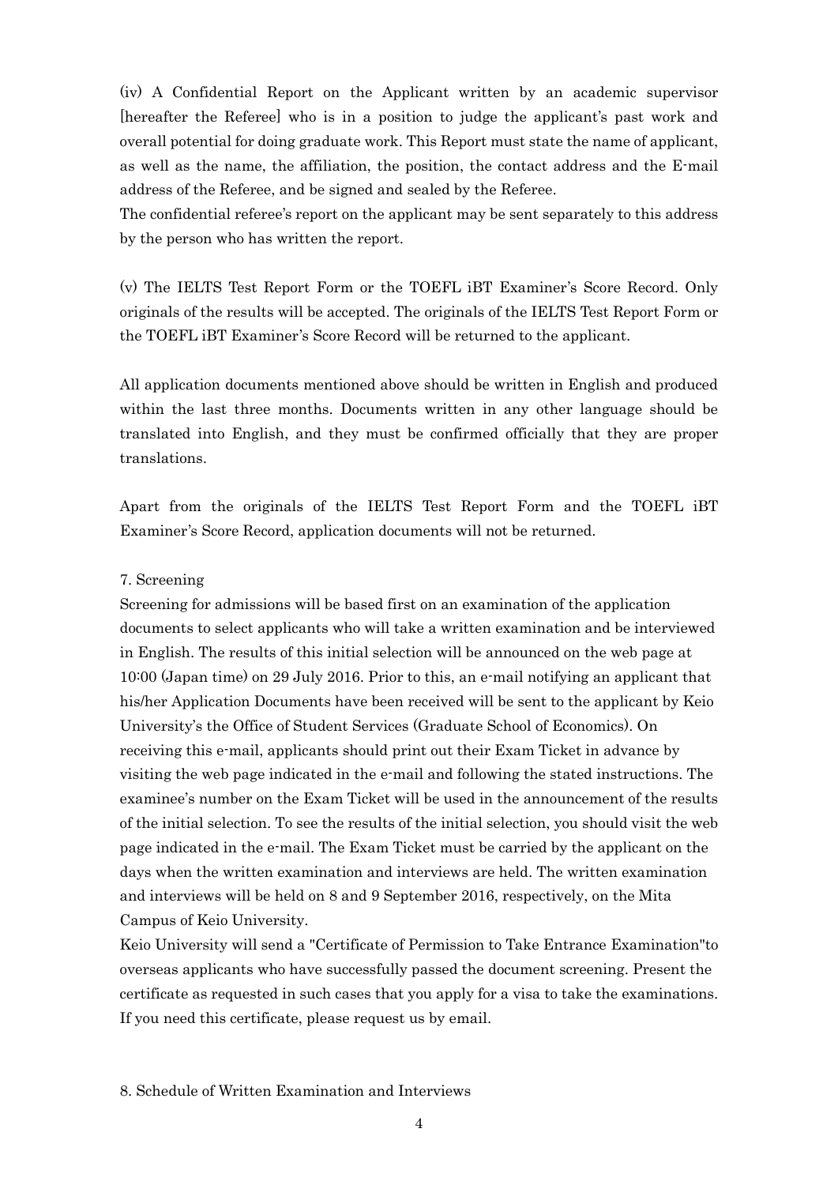(iv) A Confidential Report on the Applicant written by an academic supervisor [hereafter the Referee] who is in a position to judge the applicant's past work and overall potential for doing graduate work. This Report must state the name of applicant, as well as the name, the affiliation, the position, the contact address and the E-mail address of the Referee, and be signed and sealed by the Referee.
The confidential referee's report on the applicant may be sent separately to this address by the person who has written the report.

(v) The IELTS Test Report Form or the TOEFL iBT Examiner's Score Record. Only originals of the results will be accepted. The originals of the IELTS Test Report Form or the TOEFL iBT Examiner's Score Record will be returned to the applicant.

All application documents mentioned above should be written in English and produced within the last three months. Documents written in any other language should be translated into English, and they must be confirmed officially that they are proper translations.

Apart from the originals of the IELTS Test Report Form and the TOEFL iBT Examiner's Score Record, application documents will not be returned.

## 7. Screening

Screening for admissions will be based first on an examination of the application documents to select applicants who will take a written examination and be interviewed in English. The results of this initial selection will be announced on the web page at 10:00 (Japan time) on 29 July 2016. Prior to this, an e-mail notifying an applicant that his/her Application Documents have been received will be sent to the applicant by Keio University's the Office of Student Services (Graduate School of Economics). On receiving this e-mail, applicants should print out their Exam Ticket in advance by visiting the web page indicated in the e-mail and following the stated instructions. The examinee's number on the Exam Ticket will be used in the announcement of the results of the initial selection. To see the results of the initial selection, you should visit the web page indicated in the e-mail. The Exam Ticket must be carried by the applicant on the days when the written examination and interviews are held. The written examination and interviews will be held on 8 and 9 September 2016, respectively, on the Mita Campus of Keio University.
Keio University will send a "Certificate of Permission to Take Entrance Examination"to overseas applicants who have successfully passed the document screening. Present the certificate as requested in such cases that you apply for a visa to take the examinations. If you need this certificate, please request us by email.

## 8. Schedule of Written Examination and Interviews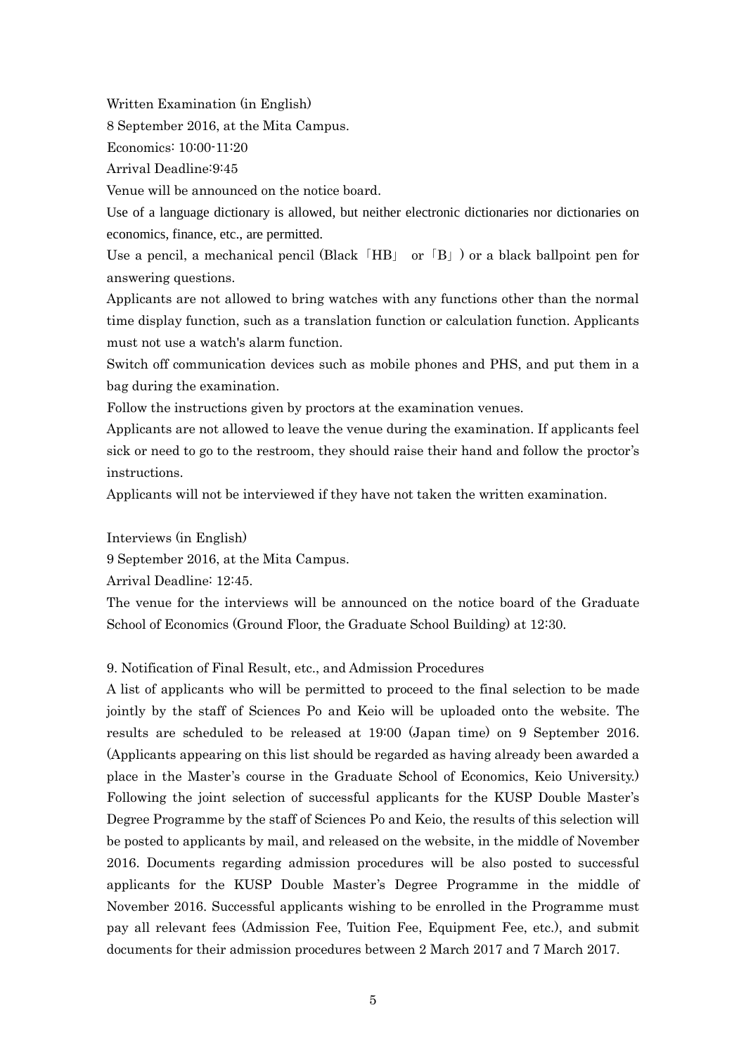Written Examination (in English)

8 September 2016, at the Mita Campus.

Economics: 10:00-11:20

Arrival Deadline:9:45

Venue will be announced on the notice board.

Use of a language dictionary is allowed, but neither electronic dictionaries nor dictionaries on economics, finance, etc., are permitted.

Use a pencil, a mechanical pencil (Black「HB」 or「B」) or a black ballpoint pen for answering questions.

Applicants are not allowed to bring watches with any functions other than the normal time display function, such as a translation function or calculation function. Applicants must not use a watch's alarm function.

Switch off communication devices such as mobile phones and PHS, and put them in a bag during the examination.

Follow the instructions given by proctors at the examination venues.

Applicants are not allowed to leave the venue during the examination. If applicants feel sick or need to go to the restroom, they should raise their hand and follow the proctor's instructions.

Applicants will not be interviewed if they have not taken the written examination.

Interviews (in English)

9 September 2016, at the Mita Campus.

Arrival Deadline: 12:45.

The venue for the interviews will be announced on the notice board of the Graduate School of Economics (Ground Floor, the Graduate School Building) at 12:30.

9. Notification of Final Result, etc., and Admission Procedures

A list of applicants who will be permitted to proceed to the final selection to be made jointly by the staff of Sciences Po and Keio will be uploaded onto the website. The results are scheduled to be released at 19:00 (Japan time) on 9 September 2016. (Applicants appearing on this list should be regarded as having already been awarded a place in the Master's course in the Graduate School of Economics, Keio University.) Following the joint selection of successful applicants for the KUSP Double Master's Degree Programme by the staff of Sciences Po and Keio, the results of this selection will be posted to applicants by mail, and released on the website, in the middle of November 2016. Documents regarding admission procedures will be also posted to successful applicants for the KUSP Double Master's Degree Programme in the middle of November 2016. Successful applicants wishing to be enrolled in the Programme must pay all relevant fees (Admission Fee, Tuition Fee, Equipment Fee, etc.), and submit documents for their admission procedures between 2 March 2017 and 7 March 2017.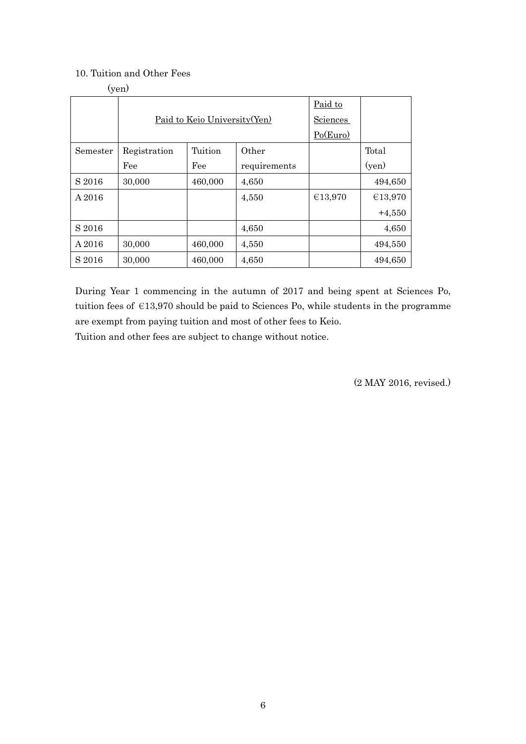10. Tuition and Other Fees

(yen)

| | Paid to Keio University(Yen) | | | Paid to Sciences Po(Euro) | |
|---|---|---|---|---|---|
| Semester | Registration Fee | Tuition Fee | Other requirements | | Total (yen) |
| S 2016 | 30,000 | 460,000 | 4,650 | | 494,650 |
| A 2016 | | | 4,550 | €13,970 | €13,970 +4,550 |
| S 2016 | | | 4,650 | | 4,650 |
| A 2016 | 30,000 | 460,000 | 4,550 | | 494,550 |
| S 2016 | 30,000 | 460,000 | 4,650 | | 494,650 |

During Year 1 commencing in the autumn of 2017 and being spent at Sciences Po, tuition fees of €13,970 should be paid to Sciences Po, while students in the programme are exempt from paying tuition and most of other fees to Keio.

Tuition and other fees are subject to change without notice.

(2 MAY 2016, revised.)